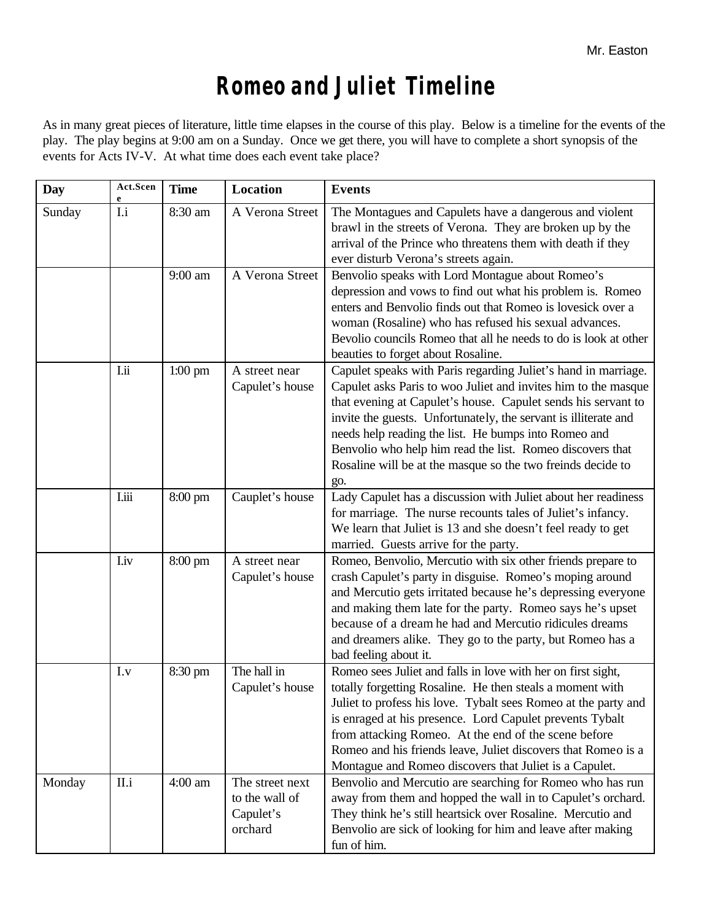Mr. Easton

# Romeo and Juliet Timeline

As in many great pieces of literature, little time elapses in the course of this play. Below is a timeline for the events of the play. The play begins at 9:00 am on a Sunday. Once we get there, you will have to complete a short synopsis of the events for Acts IV-V. At what time does each event take place?

| Day | Act.Scene | Time | Location | Events |
|---|---|---|---|---|
| Sunday | I.i | 8:30 am | A Verona Street | The Montagues and Capulets have a dangerous and violent brawl in the streets of Verona. They are broken up by the arrival of the Prince who threatens them with death if they ever disturb Verona's streets again. |
| | | 9:00 am | A Verona Street | Benvolio speaks with Lord Montague about Romeo's depression and vows to find out what his problem is. Romeo enters and Benvolio finds out that Romeo is lovesick over a woman (Rosaline) who has refused his sexual advances. Bevolio councils Romeo that all he needs to do is look at other beauties to forget about Rosaline. |
| | I.ii | 1:00 pm | A street near Capulet's house | Capulet speaks with Paris regarding Juliet's hand in marriage. Capulet asks Paris to woo Juliet and invites him to the masque that evening at Capulet's house. Capulet sends his servant to invite the guests. Unfortunately, the servant is illiterate and needs help reading the list. He bumps into Romeo and Benvolio who help him read the list. Romeo discovers that Rosaline will be at the masque so the two freinds decide to go. |
| | I.iii | 8:00 pm | Cauplet's house | Lady Capulet has a discussion with Juliet about her readiness for marriage. The nurse recounts tales of Juliet's infancy. We learn that Juliet is 13 and she doesn't feel ready to get married. Guests arrive for the party. |
| | I.iv | 8:00 pm | A street near Capulet's house | Romeo, Benvolio, Mercutio with six other friends prepare to crash Capulet's party in disguise. Romeo's moping around and Mercutio gets irritated because he's depressing everyone and making them late for the party. Romeo says he's upset because of a dream he had and Mercutio ridicules dreams and dreamers alike. They go to the party, but Romeo has a bad feeling about it. |
| | I.v | 8:30 pm | The hall in Capulet's house | Romeo sees Juliet and falls in love with her on first sight, totally forgetting Rosaline. He then steals a moment with Juliet to profess his love. Tybalt sees Romeo at the party and is enraged at his presence. Lord Capulet prevents Tybalt from attacking Romeo. At the end of the scene before Romeo and his friends leave, Juliet discovers that Romeo is a Montague and Romeo discovers that Juliet is a Capulet. |
| Monday | II.i | 4:00 am | The street next to the wall of Capulet's orchard | Benvolio and Mercutio are searching for Romeo who has run away from them and hopped the wall in to Capulet's orchard. They think he's still heartsick over Rosaline. Mercutio and Benvolio are sick of looking for him and leave after making fun of him. |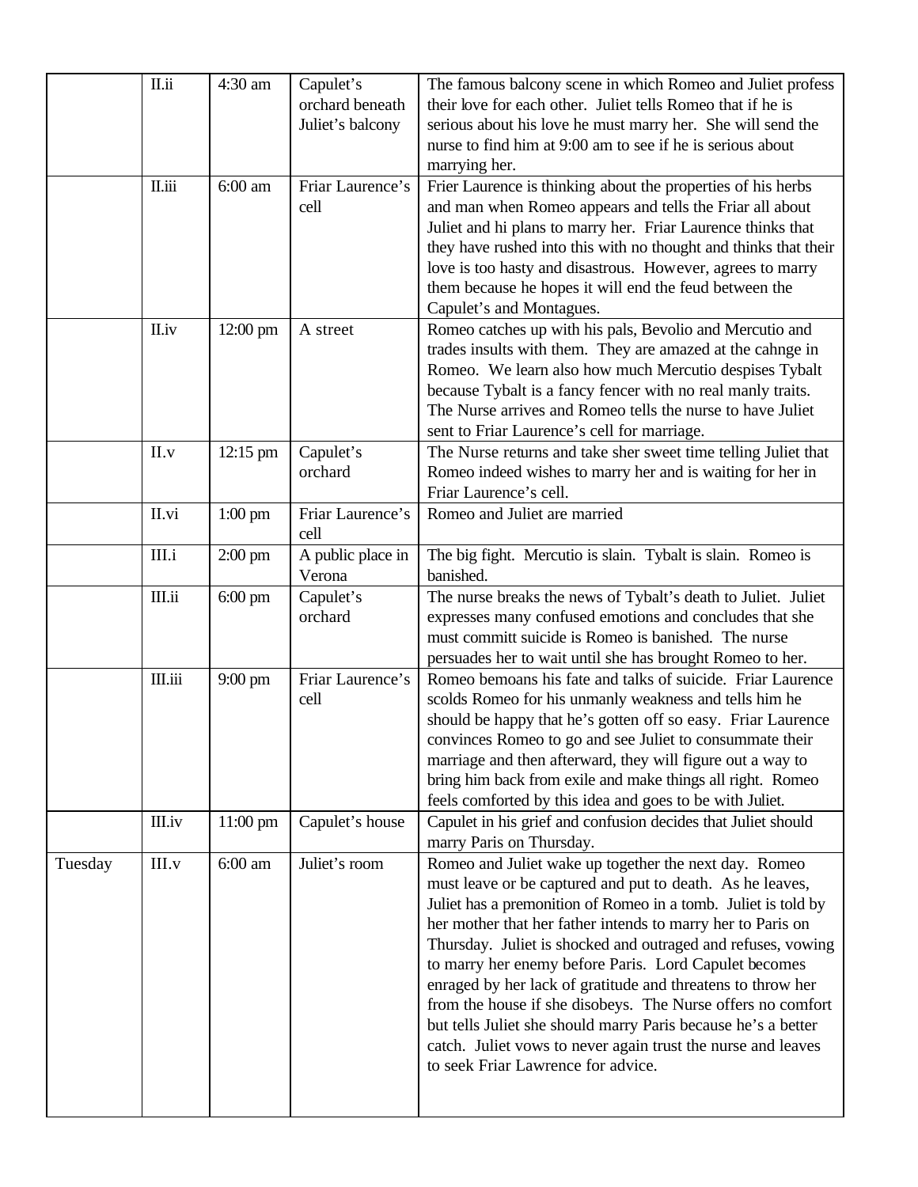| | | | | |
|---|---|---|---|---|
| | II.ii | 4:30 am | Capulet's orchard beneath Juliet's balcony | The famous balcony scene in which Romeo and Juliet profess their love for each other. Juliet tells Romeo that if he is serious about his love he must marry her. She will send the nurse to find him at 9:00 am to see if he is serious about marrying her. |
| | II.iii | 6:00 am | Friar Laurence's cell | Frier Laurence is thinking about the properties of his herbs and man when Romeo appears and tells the Friar all about Juliet and hi plans to marry her. Friar Laurence thinks that they have rushed into this with no thought and thinks that their love is too hasty and disastrous. However, agrees to marry them because he hopes it will end the feud between the Capulet's and Montagues. |
| | II.iv | 12:00 pm | A street | Romeo catches up with his pals, Bevolio and Mercutio and trades insults with them. They are amazed at the cahnge in Romeo. We learn also how much Mercutio despises Tybalt because Tybalt is a fancy fencer with no real manly traits. The Nurse arrives and Romeo tells the nurse to have Juliet sent to Friar Laurence's cell for marriage. |
| | II.v | 12:15 pm | Capulet's orchard | The Nurse returns and take sher sweet time telling Juliet that Romeo indeed wishes to marry her and is waiting for her in Friar Laurence's cell. |
| | II.vi | 1:00 pm | Friar Laurence's cell | Romeo and Juliet are married |
| | III.i | 2:00 pm | A public place in Verona | The big fight. Mercutio is slain. Tybalt is slain. Romeo is banished. |
| | III.ii | 6:00 pm | Capulet's orchard | The nurse breaks the news of Tybalt's death to Juliet. Juliet expresses many confused emotions and concludes that she must committ suicide is Romeo is banished. The nurse persuades her to wait until she has brought Romeo to her. |
| | III.iii | 9:00 pm | Friar Laurence's cell | Romeo bemoans his fate and talks of suicide. Friar Laurence scolds Romeo for his unmanly weakness and tells him he should be happy that he's gotten off so easy. Friar Laurence convinces Romeo to go and see Juliet to consummate their marriage and then afterward, they will figure out a way to bring him back from exile and make things all right. Romeo feels comforted by this idea and goes to be with Juliet. |
| | III.iv | 11:00 pm | Capulet's house | Capulet in his grief and confusion decides that Juliet should marry Paris on Thursday. |
| Tuesday | III.v | 6:00 am | Juliet's room | Romeo and Juliet wake up together the next day. Romeo must leave or be captured and put to death. As he leaves, Juliet has a premonition of Romeo in a tomb. Juliet is told by her mother that her father intends to marry her to Paris on Thursday. Juliet is shocked and outraged and refuses, vowing to marry her enemy before Paris. Lord Capulet becomes enraged by her lack of gratitude and threatens to throw her from the house if she disobeys. The Nurse offers no comfort but tells Juliet she should marry Paris because he's a better catch. Juliet vows to never again trust the nurse and leaves to seek Friar Lawrence for advice. |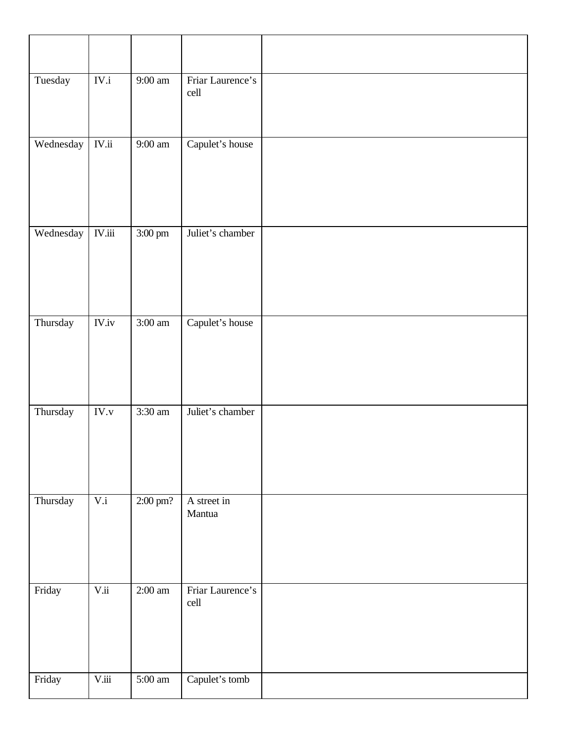| | | | | |
|---|---|---|---|---|
| | | | | |
| Tuesday | IV.i | 9:00 am | Friar Laurence's cell | |
| Wednesday | IV.ii | 9:00 am | Capulet's house | |
| Wednesday | IV.iii | 3:00 pm | Juliet's chamber | |
| Thursday | IV.iv | 3:00 am | Capulet's house | |
| Thursday | IV.v | 3:30 am | Juliet's chamber | |
| Thursday | V.i | 2:00 pm? | A street in Mantua | |
| Friday | V.ii | 2:00 am | Friar Laurence's cell | |
| Friday | V.iii | 5:00 am | Capulet's tomb | |